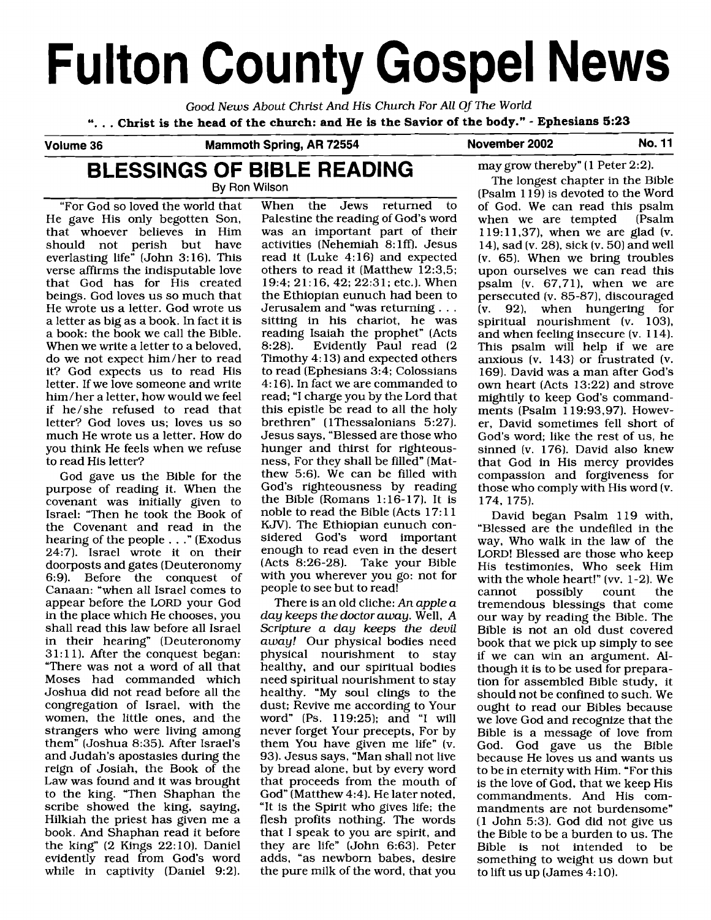# Fulton County Gospel News

*Good News About Christ And His Church For All Of The World*

**". . . Christ is the head of the church: and He is the Savior of the body." - Ephesians 5:23**

**Volume 36 — Mammoth Spring, AR 72554 — November 2002 — No. 11**

## BLESSINGS OF BIBLE READING

By Ron Wilson

"For God so loved the world that He gave His only begotten Son, that whoever believes in Him should not perish but have everlasting life" (John 3:16). This verse affirms the indisputable love that God has for His created beings. God loves us so much that He wrote us a letter. God wrote us a letter as big as a book. In fact it is a book: the book we call the Bible. When we write a letter to a beloved, do we not expect him/her to read it? God expects us to read His letter. If we love someone and write him/her a letter, how would we feel if he/she refused to read that letter? God loves us; loves us so much He wrote us a letter. How do you think He feels when we refuse to read His letter?

God gave us the Bible for the purpose of reading it. When the covenant was initially given to Israel: "Then he took the Book of the Covenant and read in the hearing of the people . . ." (Exodus 24:7). Israel wrote it on their doorposts and gates (Deuteronomy 6:9). Before the conquest of Canaan: "when all Israel comes to appear before the LORD your God in the place which He chooses, you shall read this law before all Israel in their hearing" (Deuteronomy 31:11). After the conquest began: "There was not a word of all that Moses had commanded which Joshua did not read before all the congregation of Israel, with the women, the little ones, and the strangers who were living among them" (Joshua 8:35). After Israel's and Judah's apostasies during the reign of Josiah, the Book of the Law was found and it was brought to the king. "Then Shaphan the scribe showed the king, saying, Hilkiah the priest has given me a book. And Shaphan read it before the king" (2 Kings 22:10). Daniel evidently read from God's word while in captivity (Daniel 9:2). When the Jews returned to Palestine the reading of God's word was an important part of their activities (Nehemiah 8:1ff). Jesus read it (Luke 4:16) and expected others to read it (Matthew 12:3,5; 19:4; 21:16, 42; 22:31; etc.). When the Ethiopian eunuch had been to Jerusalem and "was returning . . . sitting in his chariot, he was reading Isaiah the prophet" (Acts 8:28). Evidently Paul read (2 Timothy 4:13) and expected others to read (Ephesians 3:4; Colossians 4:16). In fact we are commanded to read; "I charge you by the Lord that this epistle be read to all the holy brethren" (1Thessalonians 5:27). Jesus says, "Blessed are those who hunger and thirst for righteousness, For they shall be filled" (Matthew 5:6). We can be filled with God's righteousness by reading the Bible (Romans 1:16-17). It is noble to read the Bible (Acts 17:11 KJV). The Ethiopian eunuch considered God's word important enough to read even in the desert (Acts 8:26-28). Take your Bible with you wherever you go: not for people to see but to read!

There is an old cliche: *An apple a day keeps the doctor away.* Well, *A Scripture a day keeps the devil away!* Our physical bodies need physical nourishment to stay healthy, and our spiritual bodies need spiritual nourishment to stay healthy. "My soul clings to the dust; Revive me according to Your word" (Ps. 119:25); and "I will never forget Your precepts, For by them You have given me life" (v. 93). Jesus says, "Man shall not live by bread alone, but by every word that proceeds from the mouth of God" (Matthew 4:4). He later noted, "It is the Spirit who gives life; the flesh profits nothing. The words that I speak to you are spirit, and they are life" (John 6:63). Peter adds, "as newborn babes, desire the pure milk of the word, that you may grow thereby" (1 Peter 2:2).

The longest chapter in the Bible (Psalm 119) is devoted to the Word of God. We can read this psalm when we are tempted (Psalm 119:11,37), when we are glad (v. 14), sad (v. 28), sick (v. 50) and well (v. 65). When we bring troubles upon ourselves we can read this psalm (v. 67,71), when we are persecuted (v. 85-87), discouraged (v. 92), when hungering for spiritual nourishment (v. 103), and when feeling insecure (v. 114). This psalm will help if we are anxious (v. 143) or frustrated (v. 169). David was a man after God's own heart (Acts 13:22) and strove mightily to keep God's commandments (Psalm 119:93,97). However, David sometimes fell short of God's word; like the rest of us, he sinned (v. 176). David also knew that God in His mercy provides compassion and forgiveness for those who comply with His word (v. 174, 175).

David began Psalm 119 with, "Blessed are the undefiled in the way, Who walk in the law of the LORD! Blessed are those who keep His testimonies, Who seek Him with the whole heart!" (vv. 1-2). We cannot possibly count the tremendous blessings that come our way by reading the Bible. The Bible is not an old dust covered book that we pick up simply to see if we can win an argument. Although it is to be used for preparation for assembled Bible study, it should not be confined to such. We ought to read our Bibles because we love God and recognize that the Bible is a message of love from God. God gave us the Bible because He loves us and wants us to be in eternity with Him. "For this is the love of God, that we keep His commandments. And His commandments are not burdensome" (1 John 5:3). God did not give us the Bible to be a burden to us. The Bible is not intended to be something to weight us down but to lift us up (James 4:10).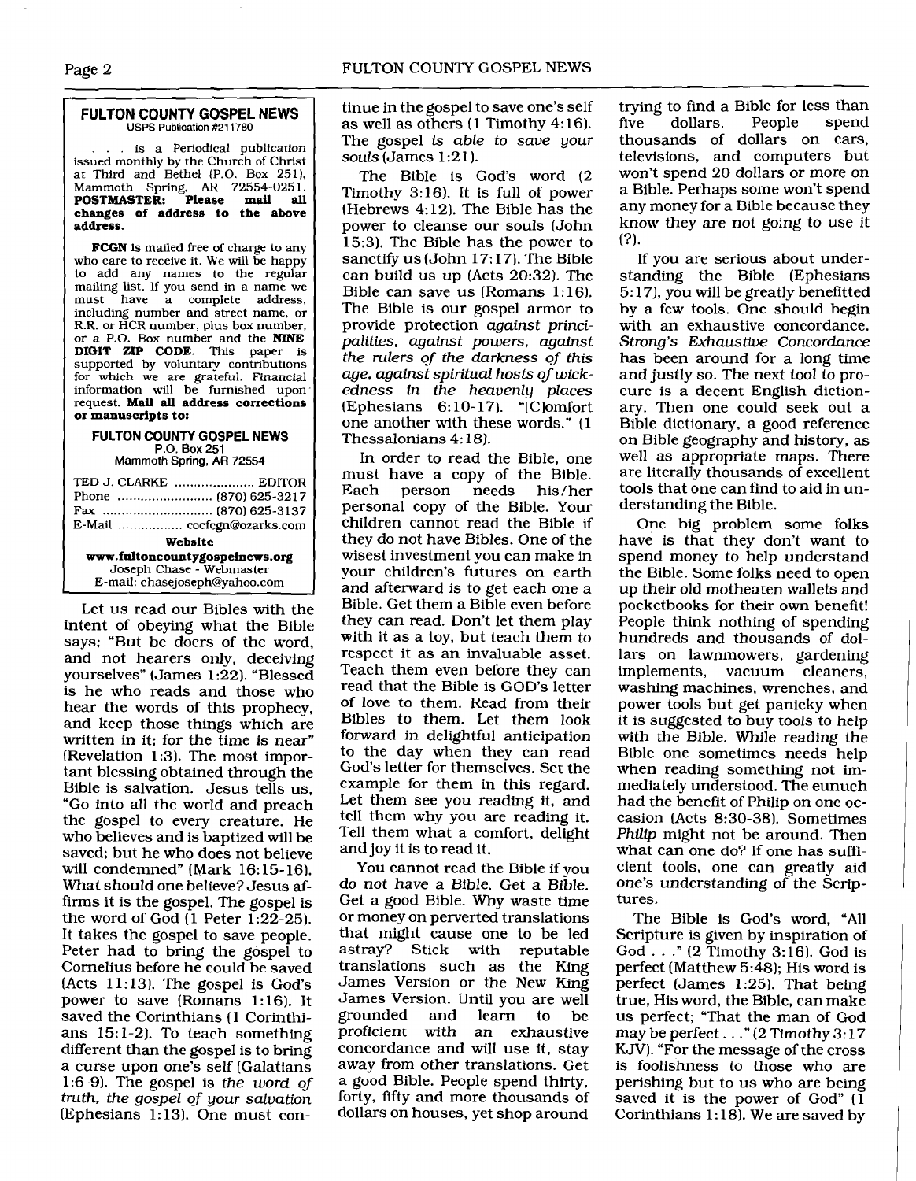**FULTON COUNTY GOSPEL NEWS**
USPS Publication #211780

. . . is a Periodical publication issued monthly by the Church of Christ at Third and Bethel (P.O. Box 251), Mammoth Spring, AR 72554-0251. **POSTMASTER: Please mail all changes of address to the above address.**

**FCGN** is mailed free of charge to any who care to receive it. We will be happy to add any names to the regular mailing list. If you send in a name we must have a complete address, including number and street name, or R.R. or HCR number, plus box number, or a P.O. Box number and the **NINE DIGIT ZIP CODE**. This paper is supported by voluntary contributions for which we are grateful. Financial information will be furnished upon request. **Mail all address corrections or manuscripts to:**

**FULTON COUNTY GOSPEL NEWS**
P.O. Box 251
Mammoth Spring, AR 72554

TED J. CLARKE .................... EDITOR
Phone ........................ (870) 625-3217
Fax ............................ (870) 625-3137
E-Mail ................ cocfcgn@ozarks.com

**Website**
**www.fultoncountygospelnews.org**
Joseph Chase - Webmaster
E-mail: chasejoseph@yahoo.com

Let us read our Bibles with the intent of obeying what the Bible says; "But be doers of the word, and not hearers only, deceiving yourselves" (James 1:22). "Blessed is he who reads and those who hear the words of this prophecy, and keep those things which are written in it; for the time is near" (Revelation 1:3). The most important blessing obtained through the Bible is salvation. Jesus tells us, "Go into all the world and preach the gospel to every creature. He who believes and is baptized will be saved; but he who does not believe will condemned" (Mark 16:15-16). What should one believe? Jesus affirms it is the gospel. The gospel is the word of God (1 Peter 1:22-25). It takes the gospel to save people. Peter had to bring the gospel to Cornelius before he could be saved (Acts 11:13). The gospel is God's power to save (Romans 1:16). It saved the Corinthians (1 Corinthians 15:1-2). To teach something different than the gospel is to bring a curse upon one's self (Galatians 1:6-9). The gospel is *the word of truth, the gospel of your salvation* (Ephesians 1:13). One must continue in the gospel to save one's self as well as others (1 Timothy 4:16). The gospel *is able to save your souls* (James 1:21).

The Bible is God's word (2 Timothy 3:16). It is full of power (Hebrews 4:12). The Bible has the power to cleanse our souls (John 15:3). The Bible has the power to sanctify us (John 17:17). The Bible can build us up (Acts 20:32). The Bible can save us (Romans 1:16). The Bible is our gospel armor to provide protection *against principalities, against powers, against the rulers of the darkness of this age, against spiritual hosts of wickedness in the heavenly places* (Ephesians 6:10-17). "[C]omfort one another with these words." (1 Thessalonians 4:18).

In order to read the Bible, one must have a copy of the Bible. Each person needs his/her personal copy of the Bible. Your children cannot read the Bible if they do not have Bibles. One of the wisest investment you can make in your children's futures on earth and afterward is to get each one a Bible. Get them a Bible even before they can read. Don't let them play with it as a toy, but teach them to respect it as an invaluable asset. Teach them even before they can read that the Bible is GOD's letter of love to them. Read from their Bibles to them. Let them look forward in delightful anticipation to the day when they can read God's letter for themselves. Set the example for them in this regard. Let them see you reading it, and tell them why you are reading it. Tell them what a comfort, delight and joy it is to read it.

You cannot read the Bible if you *do not have a Bible. Get a Bible.* Get a good Bible. Why waste time or money on perverted translations that might cause one to be led astray? Stick with reputable translations such as the King James Version or the New King James Version. Until you are well grounded and learn to be proficient with an exhaustive concordance and will use it, stay away from other translations. Get a good Bible. People spend thirty, forty, fifty and more thousands of dollars on houses, yet shop around trying to find a Bible for less than five dollars. People spend thousands of dollars on cars, televisions, and computers but won't spend 20 dollars or more on a Bible. Perhaps some won't spend any money for a Bible because they know they are not going to use it (?).

If you are serious about understanding the Bible (Ephesians 5:17), you will be greatly benefitted by a few tools. One should begin with an exhaustive concordance. *Strong's Exhaustive Concordance* has been around for a long time and justly so. The next tool to procure is a decent English dictionary. Then one could seek out a Bible dictionary, a good reference on Bible geography and history, as well as appropriate maps. There are literally thousands of excellent tools that one can find to aid in understanding the Bible.

One big problem some folks have is that they don't want to spend money to help understand the Bible. Some folks need to open up their old motheaten wallets and pocketbooks for their own benefit! People think nothing of spending hundreds and thousands of dollars on lawnmowers, gardening implements, vacuum cleaners, washing machines, wrenches, and power tools but get panicky when it is suggested to buy tools to help with the Bible. While reading the Bible one sometimes needs help when reading something not immediately understood. The eunuch had the benefit of Philip on one occasion (Acts 8:30-38). Sometimes *Philip* might not be around. Then what can one do? If one has sufficient tools, one can greatly aid one's understanding of the Scriptures.

The Bible is God's word, "All Scripture is given by inspiration of God . . ." (2 Timothy 3:16). God is perfect (Matthew 5:48); His word is perfect (James 1:25). That being true, His word, the Bible, can make us perfect; "That the man of God may be perfect . . ." (2 Timothy 3:17 KJV). "For the message of the cross is foolishness to those who are perishing but to us who are being saved it is the power of God" (1 Corinthians 1:18). We are saved by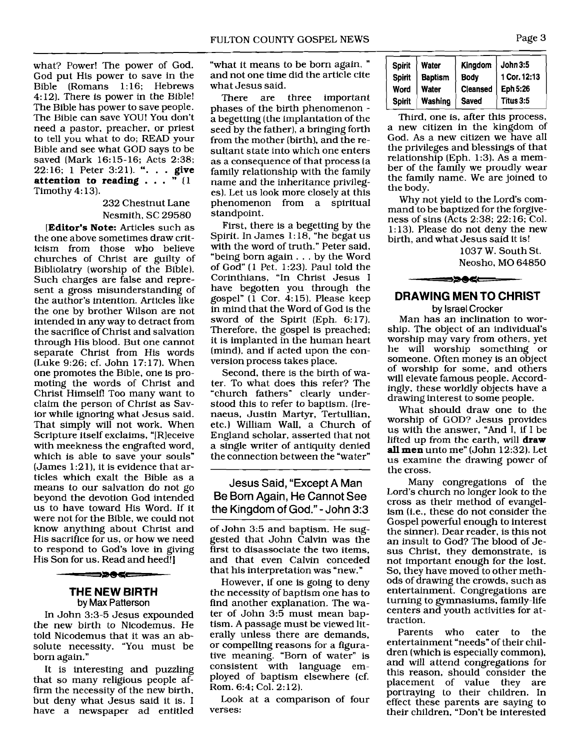what? Power! The power of God. God put His power to save in the Bible (Romans 1:16; Hebrews 4:12). There is power in the Bible! The Bible has power to save people. The Bible can save YOU! You don't need a pastor, preacher, or priest to tell you what to do; READ your Bible and see what GOD says to be saved (Mark 16:15-16; Acts 2:38; 22:16; 1 Peter 3:21). **". . . give attention to reading . . . "** (1 Timothy 4:13).

232 Chestnut Lane
Nesmith, SC 29580

[**Editor's Note:** Articles such as the one above sometimes draw criticism from those who believe churches of Christ are guilty of Bibliolatry (worship of the Bible). Such charges are false and represent a gross misunderstanding of the author's intention. Articles like the one by brother Wilson are not intended in any way to detract from the sacrifice of Christ and salvation through His blood. But one cannot separate Christ from His words (Luke 9:26; cf. John 17:17). When one promotes the Bible, one is promoting the words of Christ and Christ Himself! Too many want to claim the person of Christ as Savior while ignoring what Jesus said. That simply will not work. When Scripture itself exclaims, "[R]eceive with meekness the engrafted word, which is able to save your souls" (James 1:21), it is evidence that articles which exalt the Bible as a means to our salvation do not go beyond the devotion God intended us to have toward His Word. If it were not for the Bible, we could not know anything about Christ and His sacrifice for us, or how we need to respond to God's love in giving His Son for us. Read and heed!]

## THE NEW BIRTH

by Max Patterson

In John 3:3-5 Jesus expounded the new birth to Nicodemus. He told Nicodemus that it was an absolute necessity. "You must be born again."

It is interesting and puzzling that so many religious people affirm the necessity of the new birth, but deny what Jesus said it is. I have a newspaper ad entitled "what it means to be born again, " and not one time did the article cite what Jesus said.

There are three important phases of the birth phenomenon - a begetting (the implantation of the seed by the father), a bringing forth from the mother (birth), and the resultant state into which one enters as a consequence of that process (a family relationship with the family name and the inheritance privileges). Let us look more closely at this phenomenon from a spiritual standpoint.

First, there is a begetting by the Spirit. In James 1:18, "he begat us with the word of truth." Peter said, "being born again . . . by the Word of God" (1 Pet. 1:23). Paul told the Corinthians, "In Christ Jesus I have begotten you through the gospel" (1 Cor. 4:15). Please keep in mind that the Word of God is the sword of the Spirit (Eph. 6:17). Therefore, the gospel is preached; it is implanted in the human heart (mind), and if acted upon the conversion process takes place.

Second, there is the birth of water. To what does this refer? The "church fathers" clearly understood this to refer to baptism. (Irenaeus, Justin Martyr, Tertullian, etc.) William Wall, a Church of England scholar, asserted that not a single writer of antiquity denied the connection between the "water" of John 3:5 and baptism. He suggested that John Calvin was the first to disassociate the two items, and that even Calvin conceded that his interpretation was "new."

**Jesus Said, "Except A Man Be Born Again, He Cannot See the Kingdom of God." - John 3:3**

However, if one is going to deny the necessity of baptism one has to find another explanation. The water of John 3:5 must mean baptism. A passage must be viewed literally unless there are demands, or compelling reasons for a figurative meaning. "Born of water" is consistent with language employed of baptism elsewhere (cf. Rom. 6:4; Col. 2:12).

Look at a comparison of four verses:

| Spirit | Water | Kingdom | John 3:5 |
|---|---|---|---|
| Spirit | Baptism | Body | 1 Cor. 12:13 |
| Word | Water | Cleansed | Eph 5:26 |
| Spirit | Washing | Saved | Titus 3:5 |

Third, one is, after this process, a new citizen in the kingdom of God. As a new citizen we have all the privileges and blessings of that relationship (Eph. 1:3). As a member of the family we proudly wear the family name. We are joined to the body.

Why not yield to the Lord's command to be baptized for the forgiveness of sins (Acts 2:38; 22:16; Col. 1:13). Please do not deny the new birth, and what Jesus said it is!

1037 W. South St.
Neosho, MO 64850

## DRAWING MEN TO CHRIST

by Israel Crocker

Man has an inclination to worship. The object of an individual's worship may vary from others, yet he will worship something or someone. Often money is an object of worship for some, and others will elevate famous people. Accordingly, these worldly objects have a drawing interest to some people.

What should draw one to the worship of GOD? Jesus provides us with the answer, "And I, if I be lifted up from the earth, will **draw all men** unto me" (John 12:32). Let us examine the drawing power of the cross.

Many congregations of the Lord's church no longer look to the cross as their method of evangelism (i.e., these do not consider the Gospel powerful enough to interest the sinner). Dear reader, is this not an insult to God? The blood of Jesus Christ, they demonstrate, is not important enough for the lost. So, they have moved to other methods of drawing the crowds, such as entertainment. Congregations are turning to gymnasiums, family-life centers and youth activities for attraction.

Parents who cater to the entertainment "needs" of their children (which is especially common), and will attend congregations for this reason, should consider the placement of value they are portraying to their children. In effect these parents are saying to their children, "Don't be interested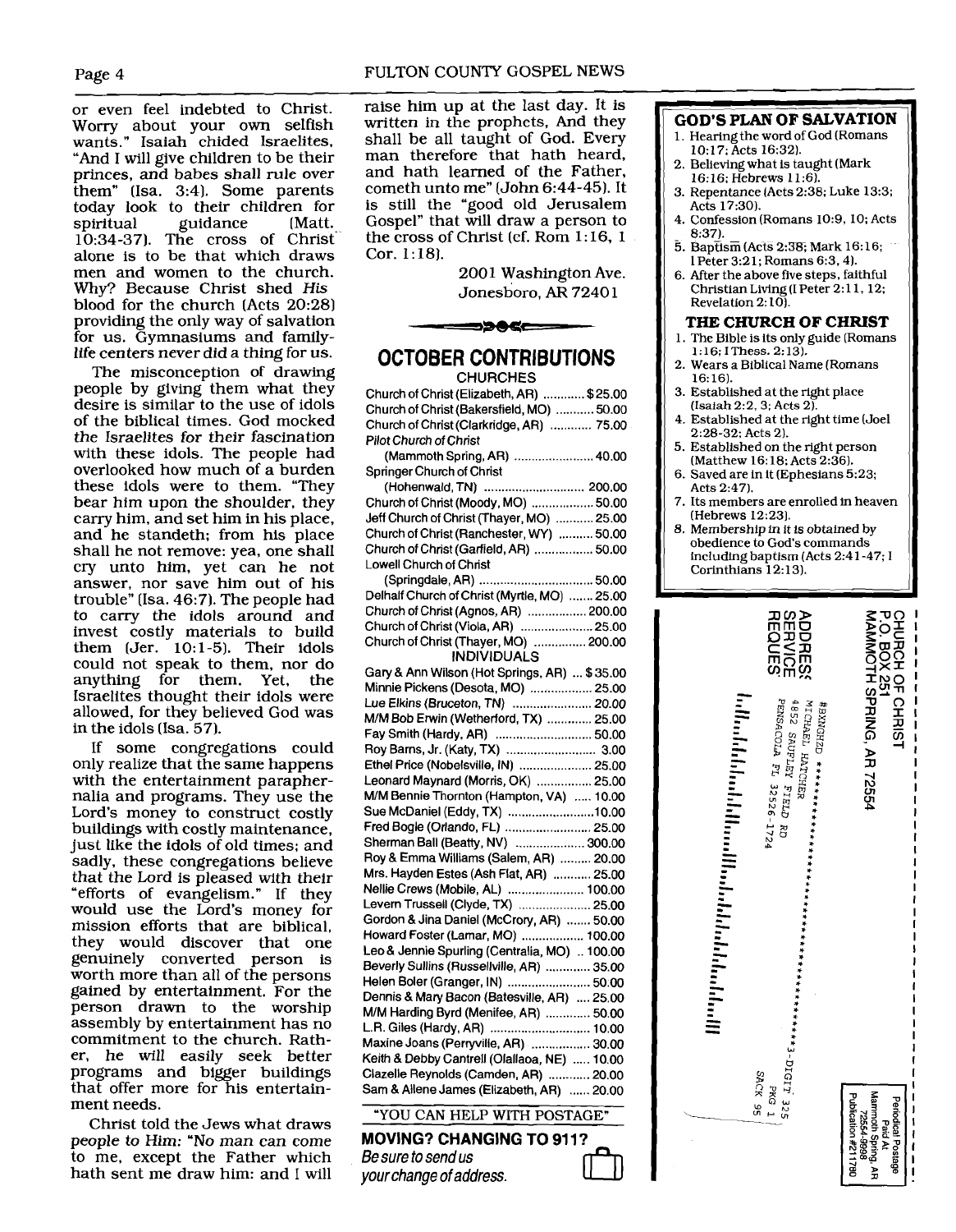or even feel indebted to Christ. Worry about your own selfish wants." Isaiah chided Israelites, "And I will give children to be their princes, and babes shall rule over them" (Isa. 3:4). Some parents today look to their children for spiritual guidance (Matt. 10:34-37). The cross of Christ alone is to be that which draws men and women to the church. Why? Because Christ shed *His* blood for the church (Acts 20:28) providing the only way of salvation for us. Gymnasiums and family-life centers never did a thing for us.

The misconception of drawing people by giving them what they desire is similar to the use of idols of the biblical times. God mocked the Israelites for their fascination with these idols. The people had overlooked how much of a burden these idols were to them. "They bear him upon the shoulder, they carry him, and set him in his place, and he standeth; from his place shall he not remove: yea, one shall cry unto him, yet can he not answer, nor save him out of his trouble" (Isa. 46:7). The people had to carry the idols around and invest costly materials to build them (Jer. 10:1-5). Their idols could not speak to them, nor do anything for them. Yet, the Israelites thought their idols were allowed, for they believed God was in the idols (Isa. 57).

If some congregations could only realize that the same happens with the entertainment paraphernalia and programs. They use the Lord's money to construct costly buildings with costly maintenance, just like the idols of old times; and sadly, these congregations believe that the Lord is pleased with their "efforts of evangelism." If they would use the Lord's money for mission efforts that are biblical, they would discover that one genuinely converted person is worth more than all of the persons gained by entertainment. For the person drawn to the worship assembly by entertainment has no commitment to the church. Rather, he will easily seek better programs and bigger buildings that offer more for his entertainment needs.

Christ told the Jews what draws people to Him: "No man can come to me, except the Father which hath sent me draw him: and I will raise him up at the last day. It is written in the prophets, And they shall be all taught of God. Every man therefore that hath heard, and hath learned of the Father, cometh unto me" (John 6:44-45). It is still the "good old Jerusalem Gospel" that will draw a person to the cross of Christ (cf. Rom 1:16, 1 Cor. 1:18).

2001 Washington Ave.
Jonesboro, AR 72401

## OCTOBER CONTRIBUTIONS

### CHURCHES

| | |
|---|---|
| Church of Christ (Elizabeth, AR) | $25.00 |
| Church of Christ (Bakersfield, MO) | 50.00 |
| Church of Christ (Clarkridge, AR) | 75.00 |
| Pilot Church of Christ (Mammoth Spring, AR) | 40.00 |
| Springer Church of Christ (Hohenwald, TN) | 200.00 |
| Church of Christ (Moody, MO) | 50.00 |
| Jeff Church of Christ (Thayer, MO) | 25.00 |
| Church of Christ (Ranchester, WY) | 50.00 |
| Church of Christ (Garfield, AR) | 50.00 |
| Lowell Church of Christ (Springdale, AR) | 50.00 |
| Delhalf Church of Christ (Myrtle, MO) | 25.00 |
| Church of Christ (Agnos, AR) | 200.00 |
| Church of Christ (Viola, AR) | 25.00 |
| Church of Christ (Thayer, MO) | 200.00 |

### INDIVIDUALS

| | |
|---|---|
| Gary & Ann Wilson (Hot Springs, AR) | $35.00 |
| Minnie Pickens (Desota, MO) | 25.00 |
| Lue Elkins (Bruceton, TN) | 20.00 |
| M/M Bob Erwin (Wetherford, TX) | 25.00 |
| Fay Smith (Hardy, AR) | 50.00 |
| Roy Barns, Jr. (Katy, TX) | 3.00 |
| Ethel Price (Nobelsville, IN) | 25.00 |
| Leonard Maynard (Morris, OK) | 25.00 |
| M/M Bennie Thornton (Hampton, VA) | 10.00 |
| Sue McDaniel (Eddy, TX) | 10.00 |
| Fred Bogle (Orlando, FL) | 25.00 |
| Sherman Ball (Beatty, NV) | 300.00 |
| Roy & Emma Williams (Salem, AR) | 20.00 |
| Mrs. Hayden Estes (Ash Flat, AR) | 25.00 |
| Nellie Crews (Mobile, AL) | 100.00 |
| Levern Trussell (Clyde, TX) | 25.00 |
| Gordon & Jina Daniel (McCrory, AR) | 50.00 |
| Howard Foster (Lamar, MO) | 100.00 |
| Leo & Jennie Spurling (Centralia, MO) | 100.00 |
| Beverly Sullins (Russellville, AR) | 35.00 |
| Helen Boler (Granger, IN) | 50.00 |
| Dennis & Mary Bacon (Batesville, AR) | 25.00 |
| M/M Harding Byrd (Menifee, AR) | 50.00 |
| L.R. Giles (Hardy, AR) | 10.00 |
| Maxine Joans (Perryville, AR) | 30.00 |
| Keith & Debby Cantrell (Olallaoa, NE) | 10.00 |
| Clazelle Reynolds (Camden, AR) | 20.00 |
| Sam & Allene James (Elizabeth, AR) | 20.00 |

"YOU CAN HELP WITH POSTAGE"

**MOVING? CHANGING TO 911?**
*Be sure to send us your change of address.*

## GOD'S PLAN OF SALVATION

1. Hearing the word of God (Romans 10:17; Acts 16:32).
2. Believing what is taught (Mark 16:16; Hebrews 11:6).
3. Repentance (Acts 2:38; Luke 13:3; Acts 17:30).
4. Confession (Romans 10:9, 10; Acts 8:37).
5. Baptism (Acts 2:38; Mark 16:16; I Peter 3:21; Romans 6:3, 4).
6. After the above five steps, faithful Christian Living (I Peter 2:11, 12; Revelation 2:10).

## THE CHURCH OF CHRIST

1. The Bible is its only guide (Romans 1:16; I Thess. 2:13).
2. Wears a Biblical Name (Romans 16:16).
3. Established at the right place (Isaiah 2:2, 3; Acts 2).
4. Established at the right time (Joel 2:28-32; Acts 2).
5. Established on the right person (Matthew 16:18; Acts 2:36).
6. Saved are in it (Ephesians 5:23; Acts 2:47).
7. Its members are enrolled in heaven (Hebrews 12:23).
8. Membership in it is obtained by obedience to God's commands including baptism (Acts 2:41-47; I Corinthians 12:13).

CHURCH OF CHRIST
P.O. BOX 251
MAMMOTH SPRING, AR 72554

ADDRESS SERVICE REQUESTED

#BXNQHZD ******************3-DIGIT 325
MICHAEL HATCHER
4852 SAUFLEY FIELD RD
PENSACOLA FL 32526-1724
PKG 1
SACK 95

Periodical Postage Paid At Mammoth Spring, AR 72554-9998 Publication #211780